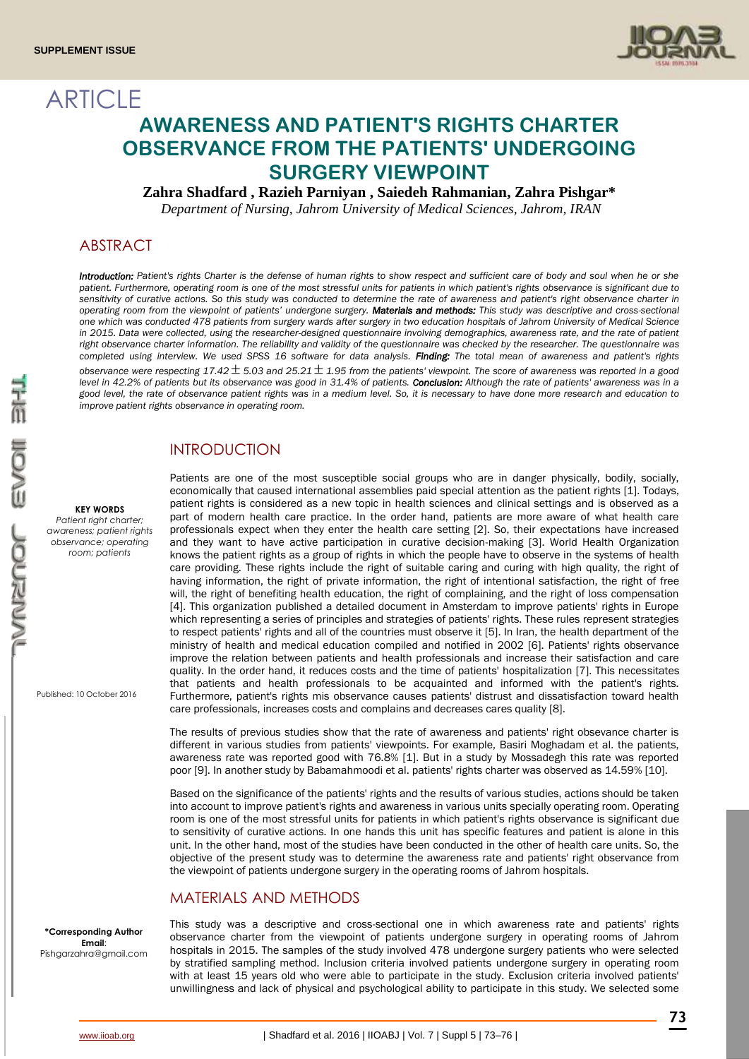SUPPLEMENT ISSUE

ARTICLE

# AWARENESS AND PATIENT'S RIGHTS CHARTER OBSERVANCE FROM THE PATIENTS' UNDERGOING SURGERY VIEWPOINT

**Zahra Shadfard , Razieh Parniyan , Saiedeh Rahmanian, Zahra Pishgar***

*Department of Nursing, Jahrom University of Medical Sciences, Jahrom, IRAN*

## ABSTRACT

***Introduction:*** *Patient's rights Charter is the defense of human rights to show respect and sufficient care of body and soul when he or she patient. Furthermore, operating room is one of the most stressful units for patients in which patient's rights observance is significant due to sensitivity of curative actions. So this study was conducted to determine the rate of awareness and patient's right observance charter in operating room from the viewpoint of patients' undergone surgery.* ***Materials and methods:*** *This study was descriptive and cross-sectional one which was conducted 478 patients from surgery wards after surgery in two education hospitals of Jahrom University of Medical Science in 2015. Data were collected, using the researcher-designed questionnaire involving demographics, awareness rate, and the rate of patient right observance charter information. The reliability and validity of the questionnaire was checked by the researcher. The questionnaire was completed using interview. We used SPSS 16 software for data analysis.* ***Finding:*** *The total mean of awareness and patient's rights observance were respecting* $17.42 \pm 5.03$ *and* $25.21 \pm 1.95$ *from the patients' viewpoint. The score of awareness was reported in a good level in 42.2% of patients but its observance was good in 31.4% of patients.* ***Conclusion:*** *Although the rate of patients' awareness was in a good level, the rate of observance patient rights was in a medium level. So, it is necessary to have done more research and education to improve patient rights observance in operating room.*

**KEY WORDS**
*Patient right charter; awareness; patient rights observance; operating room; patients*

Published: 10 October 2016

**\*Corresponding Author**
**Email**: Pishgarzahra@gmail.com

## INTRODUCTION

Patients are one of the most susceptible social groups who are in danger physically, bodily, socially, economically that caused international assemblies paid special attention as the patient rights [1]. Todays, patient rights is considered as a new topic in health sciences and clinical settings and is observed as a part of modern health care practice. In the order hand, patients are more aware of what health care professionals expect when they enter the health care setting [2]. So, their expectations have increased and they want to have active participation in curative decision-making [3]. World Health Organization knows the patient rights as a group of rights in which the people have to observe in the systems of health care providing. These rights include the right of suitable caring and curing with high quality, the right of having information, the right of private information, the right of intentional satisfaction, the right of free will, the right of benefiting health education, the right of complaining, and the right of loss compensation [4]. This organization published a detailed document in Amsterdam to improve patients' rights in Europe which representing a series of principles and strategies of patients' rights. These rules represent strategies to respect patients' rights and all of the countries must observe it [5]. In Iran, the health department of the ministry of health and medical education compiled and notified in 2002 [6]. Patients' rights observance improve the relation between patients and health professionals and increase their satisfaction and care quality. In the order hand, it reduces costs and the time of patients' hospitalization [7]. This necessitates that patients and health professionals to be acquainted and informed with the patient's rights. Furthermore, patient's rights mis observance causes patients' distrust and dissatisfaction toward health care professionals, increases costs and complains and decreases cares quality [8].

The results of previous studies show that the rate of awareness and patients' right obsevance charter is different in various studies from patients' viewpoints. For example, Basiri Moghadam et al. the patients, awareness rate was reported good with 76.8% [1]. But in a study by Mossadegh this rate was reported poor [9]. In another study by Babamahmoodi et al. patients' rights charter was observed as 14.59% [10].

Based on the significance of the patients' rights and the results of various studies, actions should be taken into account to improve patient's rights and awareness in various units specially operating room. Operating room is one of the most stressful units for patients in which patient's rights observance is significant due to sensitivity of curative actions. In one hands this unit has specific features and patient is alone in this unit. In the other hand, most of the studies have been conducted in the other of health care units. So, the objective of the present study was to determine the awareness rate and patients' right observance from the viewpoint of patients undergone surgery in the operating rooms of Jahrom hospitals.

## MATERIALS AND METHODS

This study was a descriptive and cross-sectional one in which awareness rate and patients' rights observance charter from the viewpoint of patients undergone surgery in operating rooms of Jahrom hospitals in 2015. The samples of the study involved 478 undergone surgery patients who were selected by stratified sampling method. Inclusion criteria involved patients undergone surgery in operating room with at least 15 years old who were able to participate in the study. Exclusion criteria involved patients' unwillingness and lack of physical and psychological ability to participate in this study. We selected some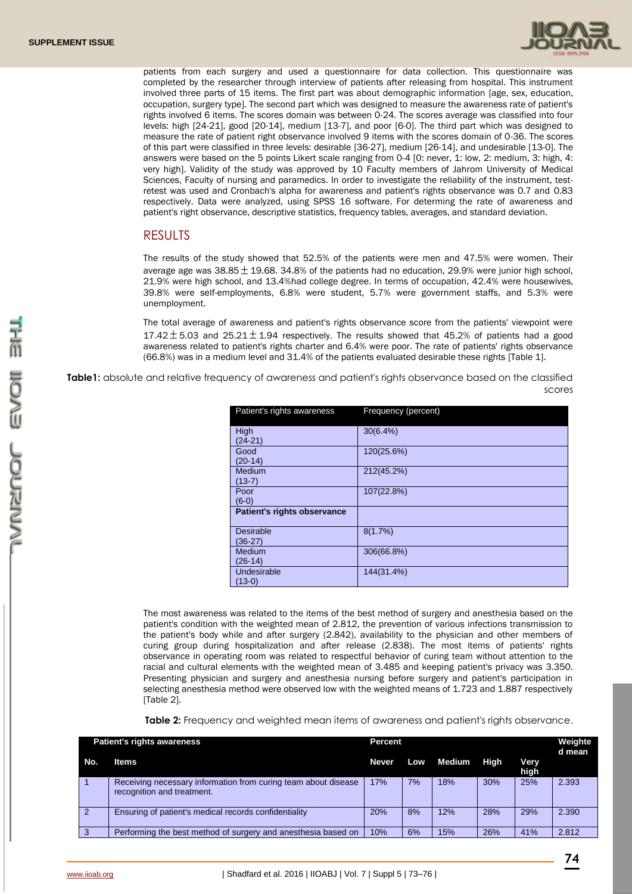patients from each surgery and used a questionnaire for data collection. This questionnaire was completed by the researcher through interview of patients after releasing from hospital. This instrument involved three parts of 15 items. The first part was about demographic information [age, sex, education, occupation, surgery type]. The second part which was designed to measure the awareness rate of patient's rights involved 6 items. The scores domain was between 0-24. The scores average was classified into four levels: high [24-21], good [20-14], medium [13-7], and poor [6-0]. The third part which was designed to measure the rate of patient right observance involved 9 items with the scores domain of 0-36. The scores of this part were classified in three levels: desirable [36-27], medium [26-14], and undesirable [13-0]. The answers were based on the 5 points Likert scale ranging from 0-4 [0: never, 1: low, 2: medium, 3: high, 4: very high]. Validity of the study was approved by 10 Faculty members of Jahrom University of Medical Sciences, Faculty of nursing and paramedics. In order to investigate the reliability of the instrument, test-retest was used and Cronbach's alpha for awareness and patient's rights observance was 0.7 and 0.83 respectively. Data were analyzed, using SPSS 16 software. For determining the rate of awareness and patient's right observance, descriptive statistics, frequency tables, averages, and standard deviation.

## RESULTS

The results of the study showed that 52.5% of the patients were men and 47.5% were women. Their average age was 38.85 ± 19.68. 34.8% of the patients had no education, 29.9% were junior high school, 21.9% were high school, and 13.4%had college degree. In terms of occupation, 42.4% were housewives, 39.8% were self-employments, 6.8% were student, 5.7% were government staffs, and 5.3% were unemployment.

The total average of awareness and patient's rights observance score from the patients' viewpoint were 17.42 ± 5.03 and 25.21 ± 1.94 respectively. The results showed that 45.2% of patients had a good awareness related to patient's rights charter and 6.4% were poor. The rate of patients' rights observance (66.8%) was in a medium level and 31.4% of the patients evaluated desirable these rights [Table 1].

**Table1:** absolute and relative frequency of awareness and patient's rights observance based on the classified scores

| Patient's rights awareness | Frequency (percent) |
|---|---|
| High (24-21) | 30(6.4%) |
| Good (20-14) | 120(25.6%) |
| Medium (13-7) | 212(45.2%) |
| Poor (6-0) | 107(22.8%) |
| **Patient's rights observance** | |
| Desirable (36-27) | 8(1.7%) |
| Medium (26-14) | 306(66.8%) |
| Undesirable (13-0) | 144(31.4%) |

The most awareness was related to the items of the best method of surgery and anesthesia based on the patient's condition with the weighted mean of 2.812, the prevention of various infections transmission to the patient's body while and after surgery (2.842), availability to the physician and other members of curing group during hospitalization and after release (2.838). The most items of patients' rights observance in operating room was related to respectful behavior of curing team without attention to the racial and cultural elements with the weighted mean of 3.485 and keeping patient's privacy was 3.350. Presenting physician and surgery and anesthesia nursing before surgery and patient's participation in selecting anesthesia method were observed low with the weighted means of 1.723 and 1.887 respectively [Table 2].

**Table 2:** Frequency and weighted mean items of awareness and patient's rights observance.

| Patient's rights awareness | | Percent | | | | | Weighted mean |
|---|---|---|---|---|---|---|---|
| No. | Items | Never | Low | Medium | High | Very high | |
| 1 | Receiving necessary information from curing team about disease recognition and treatment. | 17% | 7% | 18% | 30% | 25% | 2.393 |
| 2 | Ensuring of patient's medical records confidentiality | 20% | 8% | 12% | 28% | 29% | 2.390 |
| 3 | Performing the best method of surgery and anesthesia based on | 10% | 6% | 15% | 26% | 41% | 2.812 |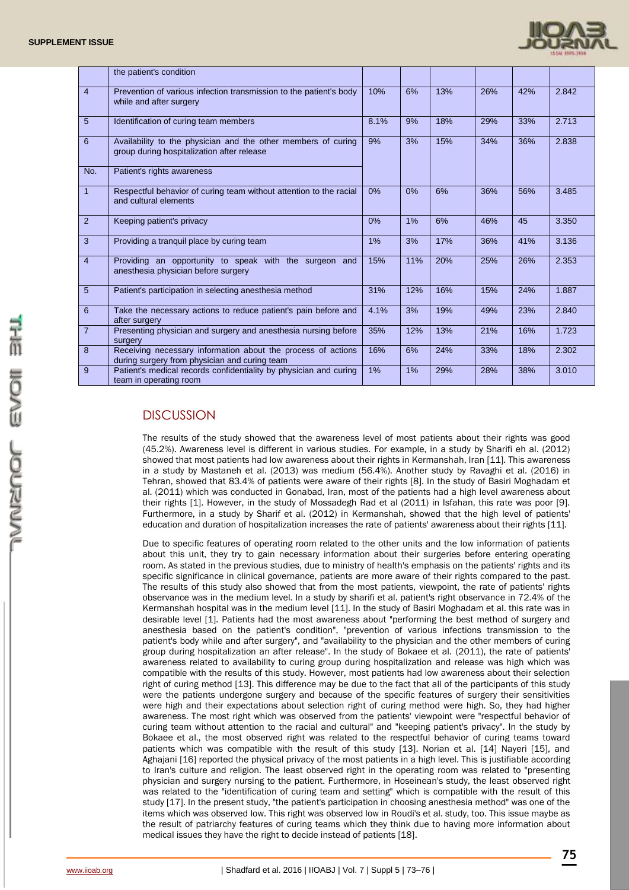|  | the patient's condition |  |  |  |  |  |  |
|---|---|---|---|---|---|---|---|
| 4 | Prevention of various infection transmission to the patient's body while and after surgery | 10% | 6% | 13% | 26% | 42% | 2.842 |
| 5 | Identification of curing team members | 8.1% | 9% | 18% | 29% | 33% | 2.713 |
| 6 | Availability to the physician and the other members of curing group during hospitalization after release | 9% | 3% | 15% | 34% | 36% | 2.838 |
| No. | Patient's rights awareness |  |  |  |  |  |  |
| 1 | Respectful behavior of curing team without attention to the racial and cultural elements | 0% | 0% | 6% | 36% | 56% | 3.485 |
| 2 | Keeping patient's privacy | 0% | 1% | 6% | 46% | 45 | 3.350 |
| 3 | Providing a tranquil place by curing team | 1% | 3% | 17% | 36% | 41% | 3.136 |
| 4 | Providing an opportunity to speak with the surgeon and anesthesia physician before surgery | 15% | 11% | 20% | 25% | 26% | 2.353 |
| 5 | Patient's participation in selecting anesthesia method | 31% | 12% | 16% | 15% | 24% | 1.887 |
| 6 | Take the necessary actions to reduce patient's pain before and after surgery | 4.1% | 3% | 19% | 49% | 23% | 2.840 |
| 7 | Presenting physician and surgery and anesthesia nursing before surgery | 35% | 12% | 13% | 21% | 16% | 1.723 |
| 8 | Receiving necessary information about the process of actions during surgery from physician and curing team | 16% | 6% | 24% | 33% | 18% | 2.302 |
| 9 | Patient's medical records confidentiality by physician and curing team in operating room | 1% | 1% | 29% | 28% | 38% | 3.010 |

## DISCUSSION

The results of the study showed that the awareness level of most patients about their rights was good (45.2%). Awareness level is different in various studies. For example, in a study by Sharifi eh al. (2012) showed that most patients had low awareness about their rights in Kermanshah, Iran [11]. This awareness in a study by Mastaneh et al. (2013) was medium (56.4%). Another study by Ravaghi et al. (2016) in Tehran, showed that 83.4% of patients were aware of their rights [8]. In the study of Basiri Moghadam et al. (2011) which was conducted in Gonabad, Iran, most of the patients had a high level awareness about their rights [1]. However, in the study of Mossadegh Rad et al (2011) in Isfahan, this rate was poor [9]. Furthermore, in a study by Sharif et al. (2012) in Kermanshah, showed that the high level of patients' education and duration of hospitalization increases the rate of patients' awareness about their rights [11].

Due to specific features of operating room related to the other units and the low information of patients about this unit, they try to gain necessary information about their surgeries before entering operating room. As stated in the previous studies, due to ministry of health's emphasis on the patients' rights and its specific significance in clinical governance, patients are more aware of their rights compared to the past. The results of this study also showed that from the most patients, viewpoint, the rate of patients' rights observance was in the medium level. In a study by sharifi et al. patient's right observance in 72.4% of the Kermanshah hospital was in the medium level [11]. In the study of Basiri Moghadam et al. this rate was in desirable level [1]. Patients had the most awareness about "performing the best method of surgery and anesthesia based on the patient's condition", "prevention of various infections transmission to the patient's body while and after surgery", and "availability to the physician and the other members of curing group during hospitalization an after release". In the study of Bokaee et al. (2011), the rate of patients' awareness related to availability to curing group during hospitalization and release was high which was compatible with the results of this study. However, most patients had low awareness about their selection right of curing method [13]. This difference may be due to the fact that all of the participants of this study were the patients undergone surgery and because of the specific features of surgery their sensitivities were high and their expectations about selection right of curing method were high. So, they had higher awareness. The most right which was observed from the patients' viewpoint were "respectful behavior of curing team without attention to the racial and cultural" and "keeping patient's privacy". In the study by Bokaee et al., the most observed right was related to the respectful behavior of curing teams toward patients which was compatible with the result of this study [13]. Norian et al. [14] Nayeri [15], and Aghajani [16] reported the physical privacy of the most patients in a high level. This is justifiable according to Iran's culture and religion. The least observed right in the operating room was related to "presenting physician and surgery nursing to the patient. Furthermore, in Hoseinean's study, the least observed right was related to the "identification of curing team and setting" which is compatible with the result of this study [17]. In the present study, "the patient's participation in choosing anesthesia method" was one of the items which was observed low. This right was observed low in Roudi's et al. study, too. This issue maybe as the result of patriarchy features of curing teams which they think due to having more information about medical issues they have the right to decide instead of patients [18].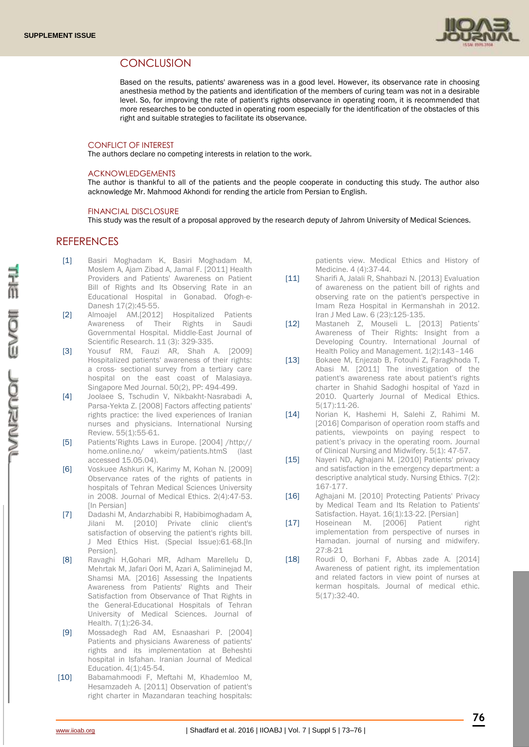## CONCLUSION

Based on the results, patients' awareness was in a good level. However, its observance rate in choosing anesthesia method by the patients and identification of the members of curing team was not in a desirable level. So, for improving the rate of patient's rights observance in operating room, it is recommended that more researches to be conducted in operating room especially for the identification of the obstacles of this right and suitable strategies to facilitate its observance.

### CONFLICT OF INTEREST

The authors declare no competing interests in relation to the work.

### ACKNOWLEDGEMENTS

The author is thankful to all of the patients and the people cooperate in conducting this study. The author also acknowledge Mr. Mahmood Akhondi for rending the article from Persian to English.

### FINANCIAL DISCLOSURE

This study was the result of a proposal approved by the research deputy of Jahrom University of Medical Sciences.

## REFERENCES

[1] Basiri Moghadam K, Basiri Moghadam M, Moslem A, Ajam Zibad A, Jamal F. [2011] Health Providers and Patients' Awareness on Patient Bill of Rights and Its Observing Rate in an Educational Hospital in Gonabad. Ofogh-e-Danesh 17(2):45-55.

[2] Almoajel AM.[2012] Hospitalized Patients Awareness of Their Rights in Saudi Governmental Hospital. Middle-East Journal of Scientific Research. 11 (3): 329-335.

[3] Yousuf RM, Fauzi AR, Shah A. [2009] Hospitalized patients' awareness of their rights: a cross- sectional survey from a tertiary care hospital on the east coast of Malasiaya. Singapore Med Journal. 50(2), PP: 494-499.

[4] Joolaee S, Tschudin V, Nikbakht-Nasrabadi A, Parsa-Yekta Z. [2008] Factors affecting patients' rights practice: the lived experiences of Iranian nurses and physicians. International Nursing Review. 55(1):55-61.

[5] Patients'Rights Laws in Europe. [2004] /http:// home.online.no/ wkeim/patients.htmS (last accessed 15.05.04).

[6] Voskuee Ashkuri K, Karimy M, Kohan N. [2009] Observance rates of the rights of patients in hospitals of Tehran Medical Sciences University in 2008. Journal of Medical Ethics. 2(4):47-53. [In Persian]

[7] Dadashi M, Andarzhabibi R, Habibimoghadam A, Jilani M. [2010] Private clinic client's satisfaction of observing the patient's rights bill. J Med Ethics Hist. (Special Issue):61-68.[In Persion].

[8] Ravaghi H,Gohari MR, Adham Marellelu D, Mehrtak M, Jafari Oori M, Azari A, Saliminejad M, Shamsi MA. [2016] Assessing the Inpatients Awareness from Patients' Rights and Their Satisfaction from Observance of That Rights in the General-Educational Hospitals of Tehran University of Medical Sciences. Journal of Health. 7(1):26-34.

[9] Mossadegh Rad AM, Esnaashari P. [2004] Patients and physicians Awareness of patients' rights and its implementation at Beheshti hospital in Isfahan. Iranian Journal of Medical Education. 4(1):45-54.

[10] Babamahmoodi F, Meftahi M, Khademloo M, Hesamzadeh A. [2011] Observation of patient's right charter in Mazandaran teaching hospitals: patients view. Medical Ethics and History of Medicine. 4 (4):37-44.

[11] Sharifi A, Jalali R, Shahbazi N. [2013] Evaluation of awareness on the patient bill of rights and observing rate on the patient's perspective in Imam Reza Hospital in Kermanshah in 2012. Iran J Med Law. 6 (23):125-135.

[12] Mastaneh Z, Mouseli L. [2013] Patients' Awareness of Their Rights: Insight from a Developing Country. International Journal of Health Policy and Management. 1(2):143–146

[13] Bokaee M, Enjezab B, Fotouhi Z, Faragkhoda T, Abasi M. [2011] The investigation of the patient's awareness rate about patient's rights charter in Shahid Sadoghi hospital of Yazd in 2010. Quarterly Journal of Medical Ethics. 5(17):11-26.

[14] Norian K, Hashemi H, Salehi Z, Rahimi M. [2016] Comparison of operation room staffs and patients, viewpoints on paying respect to patient's privacy in the operating room. Journal of Clinical Nursing and Midwifery. 5(1): 47-57.

[15] Nayeri ND, Aghajani M. [2010] Patients' privacy and satisfaction in the emergency department: a descriptive analytical study. Nursing Ethics. 7(2): 167-177.

[16] Aghajani M. [2010] Protecting Patients' Privacy by Medical Team and Its Relation to Patients' Satisfaction. Hayat. 16(1):13-22. [Persian]

[17] Hoseinean M. [2006] Patient right implementation from perspective of nurses in Hamadan. journal of nursing and midwifery. 27:8-21

[18] Roudi O, Borhani F, Abbas zade A. [2014] Awareness of patient right, its implementation and related factors in view point of nurses at kerman hospitals. Journal of medical ethic. 5(17):32-40.